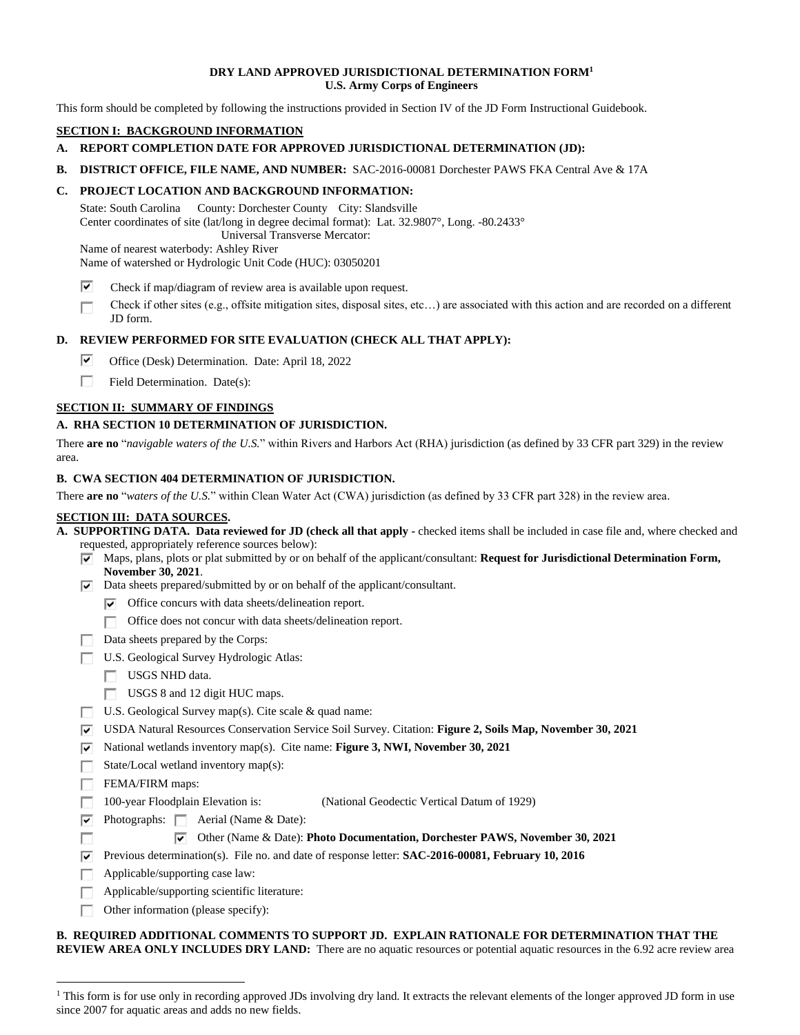**DRY LAND APPROVED JURISDICTIONAL DETERMINATION FORM[1]**
**U.S. Army Corps of Engineers**

This form should be completed by following the instructions provided in Section IV of the JD Form Instructional Guidebook.

## SECTION I: BACKGROUND INFORMATION

**A. REPORT COMPLETION DATE FOR APPROVED JURISDICTIONAL DETERMINATION (JD):**

**B. DISTRICT OFFICE, FILE NAME, AND NUMBER:** SAC-2016-00081 Dorchester PAWS FKA Central Ave & 17A

**C. PROJECT LOCATION AND BACKGROUND INFORMATION:**

State: South Carolina    County: Dorchester County    City: Slandsville
Center coordinates of site (lat/long in degree decimal format): Lat. 32.9807°, Long. -80.2433°
Universal Transverse Mercator:
Name of nearest waterbody: Ashley River
Name of watershed or Hydrologic Unit Code (HUC): 03050201

- [x] Check if map/diagram of review area is available upon request.
- [ ] Check if other sites (e.g., offsite mitigation sites, disposal sites, etc…) are associated with this action and are recorded on a different JD form.

**D. REVIEW PERFORMED FOR SITE EVALUATION (CHECK ALL THAT APPLY):**

- [x] Office (Desk) Determination. Date: April 18, 2022
- [ ] Field Determination. Date(s):

## SECTION II: SUMMARY OF FINDINGS

**A. RHA SECTION 10 DETERMINATION OF JURISDICTION.**

There **are no** "*navigable waters of the U.S.*" within Rivers and Harbors Act (RHA) jurisdiction (as defined by 33 CFR part 329) in the review area.

**B. CWA SECTION 404 DETERMINATION OF JURISDICTION.**

There **are no** "*waters of the U.S.*" within Clean Water Act (CWA) jurisdiction (as defined by 33 CFR part 328) in the review area.

## SECTION III: DATA SOURCES.

**A. SUPPORTING DATA. Data reviewed for JD (check all that apply -** checked items shall be included in case file and, where checked and requested, appropriately reference sources below):

- [x] Maps, plans, plots or plat submitted by or on behalf of the applicant/consultant: **Request for Jurisdictional Determination Form, November 30, 2021**.
- [x] Data sheets prepared/submitted by or on behalf of the applicant/consultant.
  - [x] Office concurs with data sheets/delineation report.
  - [ ] Office does not concur with data sheets/delineation report.
- [ ] Data sheets prepared by the Corps:
- [ ] U.S. Geological Survey Hydrologic Atlas:
  - [ ] USGS NHD data.
  - [ ] USGS 8 and 12 digit HUC maps.
- [ ] U.S. Geological Survey map(s). Cite scale & quad name:
- [x] USDA Natural Resources Conservation Service Soil Survey. Citation: **Figure 2, Soils Map, November 30, 2021**
- [x] National wetlands inventory map(s). Cite name: **Figure 3, NWI, November 30, 2021**
- [ ] State/Local wetland inventory map(s):
- [ ] FEMA/FIRM maps:
- [ ] 100-year Floodplain Elevation is: (National Geodectic Vertical Datum of 1929)
- [x] Photographs: [ ] Aerial (Name & Date):
- [ ] [x] Other (Name & Date): **Photo Documentation, Dorchester PAWS, November 30, 2021**
- [x] Previous determination(s). File no. and date of response letter: **SAC-2016-00081, February 10, 2016**
- [ ] Applicable/supporting case law:
- [ ] Applicable/supporting scientific literature:
- [ ] Other information (please specify):

**B. REQUIRED ADDITIONAL COMMENTS TO SUPPORT JD. EXPLAIN RATIONALE FOR DETERMINATION THAT THE REVIEW AREA ONLY INCLUDES DRY LAND:** There are no aquatic resources or potential aquatic resources in the 6.92 acre review area

---

[1] This form is for use only in recording approved JDs involving dry land. It extracts the relevant elements of the longer approved JD form in use since 2007 for aquatic areas and adds no new fields.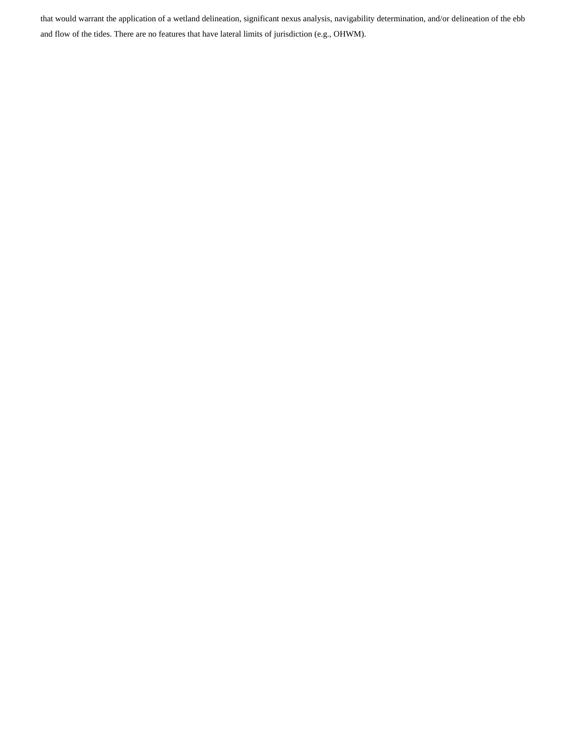that would warrant the application of a wetland delineation, significant nexus analysis, navigability determination, and/or delineation of the ebb and flow of the tides. There are no features that have lateral limits of jurisdiction (e.g., OHWM).